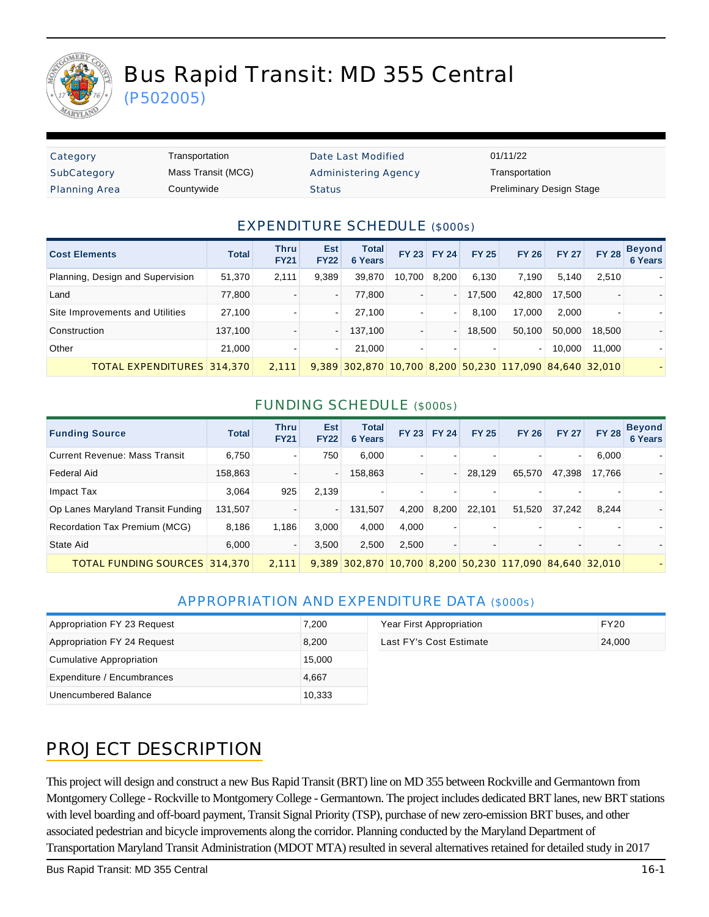# Bus Rapid Transit: MD 355 Central

(P502005)

| Category | Transportation | Date Last Modified | 01/11/22 |
|---|---|---|---|
| SubCategory | Mass Transit (MCG) | Administering Agency | Transportation |
| Planning Area | Countywide | Status | Preliminary Design Stage |

## EXPENDITURE SCHEDULE ($000s)

| Cost Elements | Total | Thru FY21 | Est FY22 | Total 6 Years | FY 23 | FY 24 | FY 25 | FY 26 | FY 27 | FY 28 | Beyond 6 Years |
|---|---|---|---|---|---|---|---|---|---|---|---|
| Planning, Design and Supervision | 51,370 | 2,111 | 9,389 | 39,870 | 10,700 | 8,200 | 6,130 | 7,190 | 5,140 | 2,510 | - |
| Land | 77,800 | - | - | 77,800 | - | - | 17,500 | 42,800 | 17,500 | - | - |
| Site Improvements and Utilities | 27,100 | - | - | 27,100 | - | - | 8,100 | 17,000 | 2,000 | - | - |
| Construction | 137,100 | - | - | 137,100 | - | - | 18,500 | 50,100 | 50,000 | 18,500 | - |
| Other | 21,000 | - | - | 21,000 | - | - | - | - | 10,000 | 11,000 | - |
| TOTAL EXPENDITURES | 314,370 | 2,111 | 9,389 | 302,870 | 10,700 | 8,200 | 50,230 | 117,090 | 84,640 | 32,010 | - |

## FUNDING SCHEDULE ($000s)

| Funding Source | Total | Thru FY21 | Est FY22 | Total 6 Years | FY 23 | FY 24 | FY 25 | FY 26 | FY 27 | FY 28 | Beyond 6 Years |
|---|---|---|---|---|---|---|---|---|---|---|---|
| Current Revenue: Mass Transit | 6,750 | - | 750 | 6,000 | - | - | - | - | - | 6,000 | - |
| Federal Aid | 158,863 | - | - | 158,863 | - | - | 28,129 | 65,570 | 47,398 | 17,766 | - |
| Impact Tax | 3,064 | 925 | 2,139 | - | - | - | - | - | - | - | - |
| Op Lanes Maryland Transit Funding | 131,507 | - | - | 131,507 | 4,200 | 8,200 | 22,101 | 51,520 | 37,242 | 8,244 | - |
| Recordation Tax Premium (MCG) | 8,186 | 1,186 | 3,000 | 4,000 | 4,000 | - | - | - | - | - | - |
| State Aid | 6,000 | - | 3,500 | 2,500 | 2,500 | - | - | - | - | - | - |
| TOTAL FUNDING SOURCES | 314,370 | 2,111 | 9,389 | 302,870 | 10,700 | 8,200 | 50,230 | 117,090 | 84,640 | 32,010 | - |

## APPROPRIATION AND EXPENDITURE DATA ($000s)

| | |
|---|---|
| Appropriation FY 23 Request | 7,200 |
| Appropriation FY 24 Request | 8,200 |
| Cumulative Appropriation | 15,000 |
| Expenditure / Encumbrances | 4,667 |
| Unencumbered Balance | 10,333 |

| | |
|---|---|
| Year First Appropriation | FY20 |
| Last FY's Cost Estimate | 24,000 |

## PROJECT DESCRIPTION

This project will design and construct a new Bus Rapid Transit (BRT) line on MD 355 between Rockville and Germantown from Montgomery College - Rockville to Montgomery College - Germantown. The project includes dedicated BRT lanes, new BRT stations with level boarding and off-board payment, Transit Signal Priority (TSP), purchase of new zero-emission BRT buses, and other associated pedestrian and bicycle improvements along the corridor. Planning conducted by the Maryland Department of Transportation Maryland Transit Administration (MDOT MTA) resulted in several alternatives retained for detailed study in 2017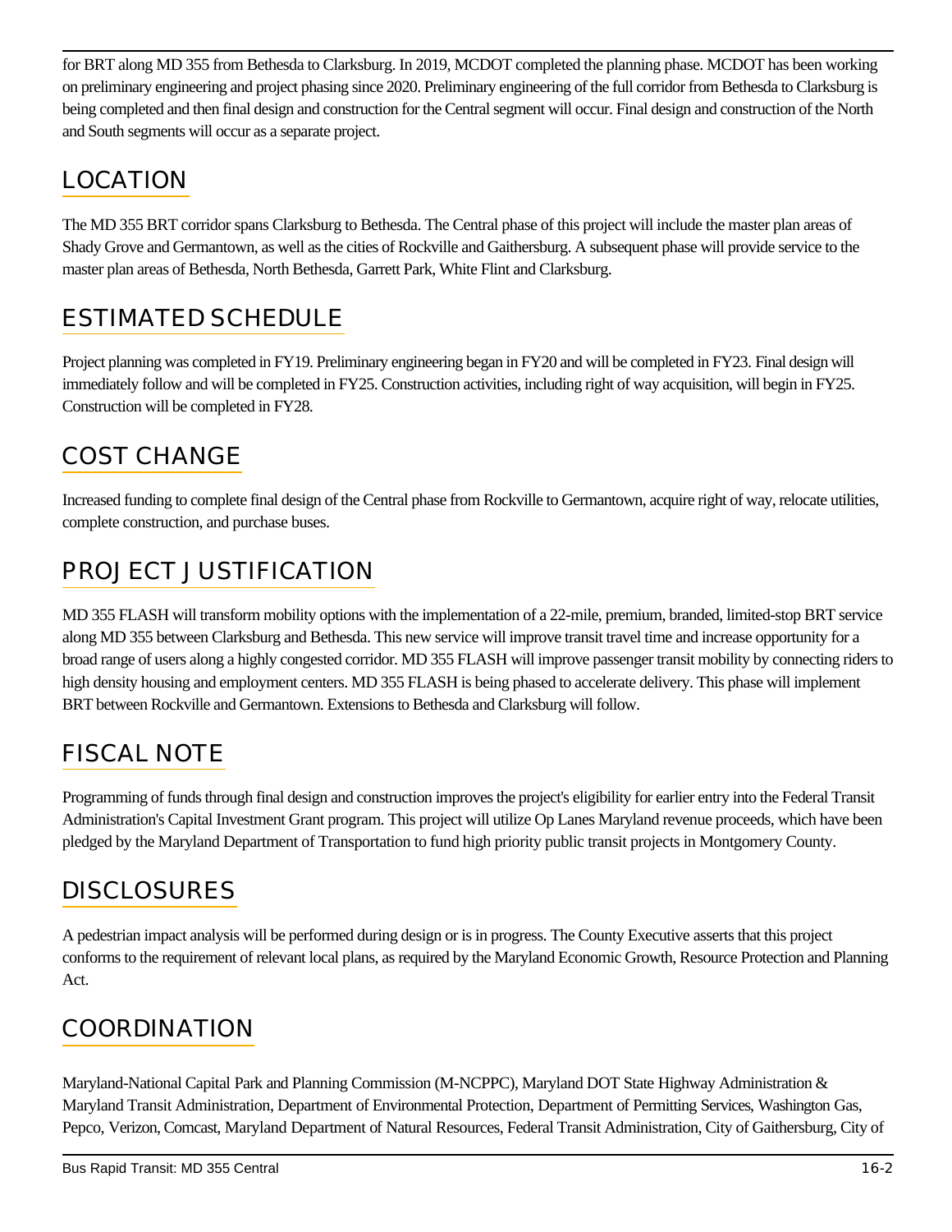for BRT along MD 355 from Bethesda to Clarksburg. In 2019, MCDOT completed the planning phase. MCDOT has been working on preliminary engineering and project phasing since 2020. Preliminary engineering of the full corridor from Bethesda to Clarksburg is being completed and then final design and construction for the Central segment will occur. Final design and construction of the North and South segments will occur as a separate project.

## LOCATION

The MD 355 BRT corridor spans Clarksburg to Bethesda. The Central phase of this project will include the master plan areas of Shady Grove and Germantown, as well as the cities of Rockville and Gaithersburg. A subsequent phase will provide service to the master plan areas of Bethesda, North Bethesda, Garrett Park, White Flint and Clarksburg.

## ESTIMATED SCHEDULE

Project planning was completed in FY19. Preliminary engineering began in FY20 and will be completed in FY23. Final design will immediately follow and will be completed in FY25. Construction activities, including right of way acquisition, will begin in FY25. Construction will be completed in FY28.

## COST CHANGE

Increased funding to complete final design of the Central phase from Rockville to Germantown, acquire right of way, relocate utilities, complete construction, and purchase buses.

## PROJECT JUSTIFICATION

MD 355 FLASH will transform mobility options with the implementation of a 22-mile, premium, branded, limited-stop BRT service along MD 355 between Clarksburg and Bethesda. This new service will improve transit travel time and increase opportunity for a broad range of users along a highly congested corridor. MD 355 FLASH will improve passenger transit mobility by connecting riders to high density housing and employment centers. MD 355 FLASH is being phased to accelerate delivery. This phase will implement BRT between Rockville and Germantown. Extensions to Bethesda and Clarksburg will follow.

## FISCAL NOTE

Programming of funds through final design and construction improves the project's eligibility for earlier entry into the Federal Transit Administration's Capital Investment Grant program. This project will utilize Op Lanes Maryland revenue proceeds, which have been pledged by the Maryland Department of Transportation to fund high priority public transit projects in Montgomery County.

## DISCLOSURES

A pedestrian impact analysis will be performed during design or is in progress. The County Executive asserts that this project conforms to the requirement of relevant local plans, as required by the Maryland Economic Growth, Resource Protection and Planning Act.

## COORDINATION

Maryland-National Capital Park and Planning Commission (M-NCPPC), Maryland DOT State Highway Administration & Maryland Transit Administration, Department of Environmental Protection, Department of Permitting Services, Washington Gas, Pepco, Verizon, Comcast, Maryland Department of Natural Resources, Federal Transit Administration, City of Gaithersburg, City of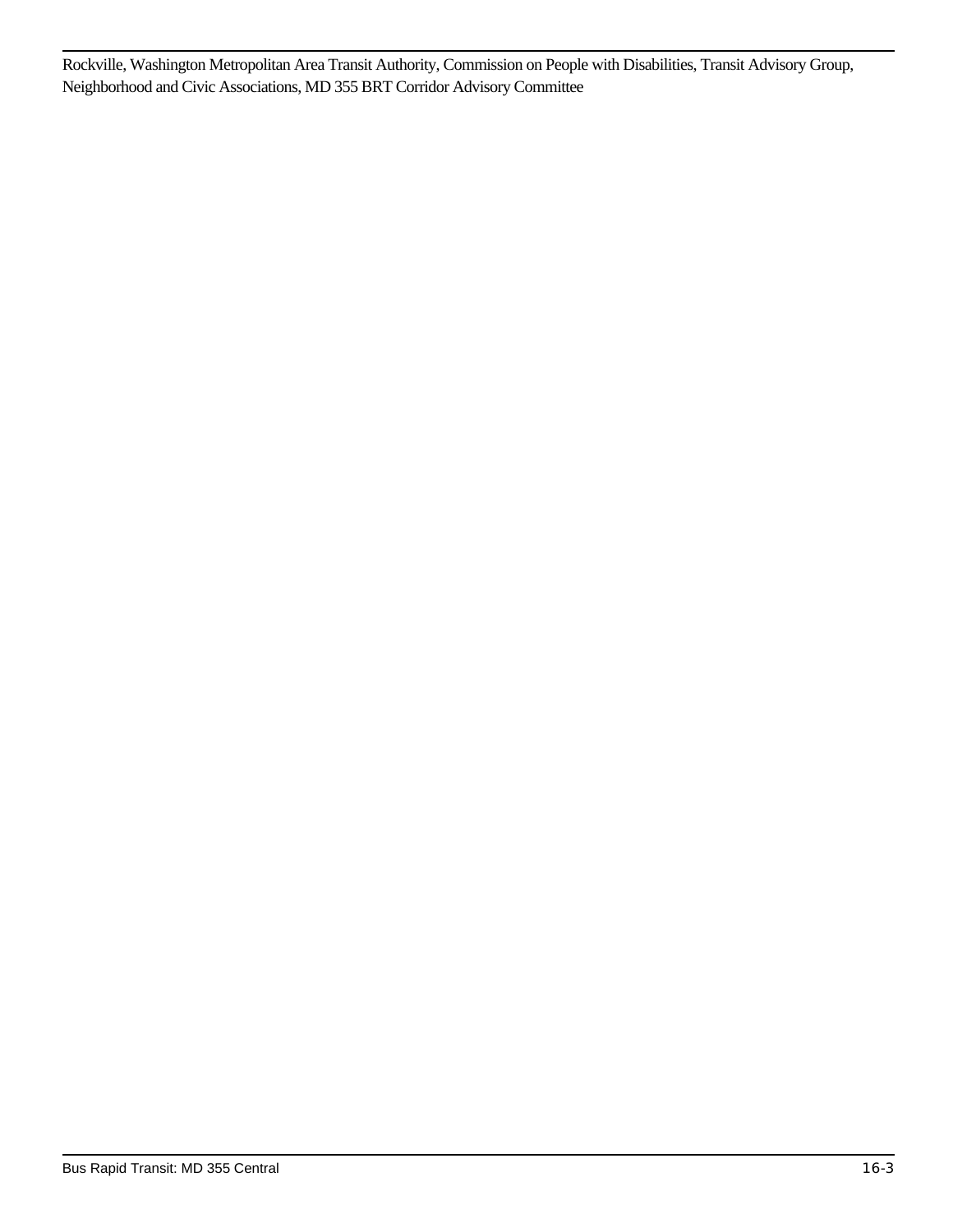Rockville, Washington Metropolitan Area Transit Authority, Commission on People with Disabilities, Transit Advisory Group, Neighborhood and Civic Associations, MD 355 BRT Corridor Advisory Committee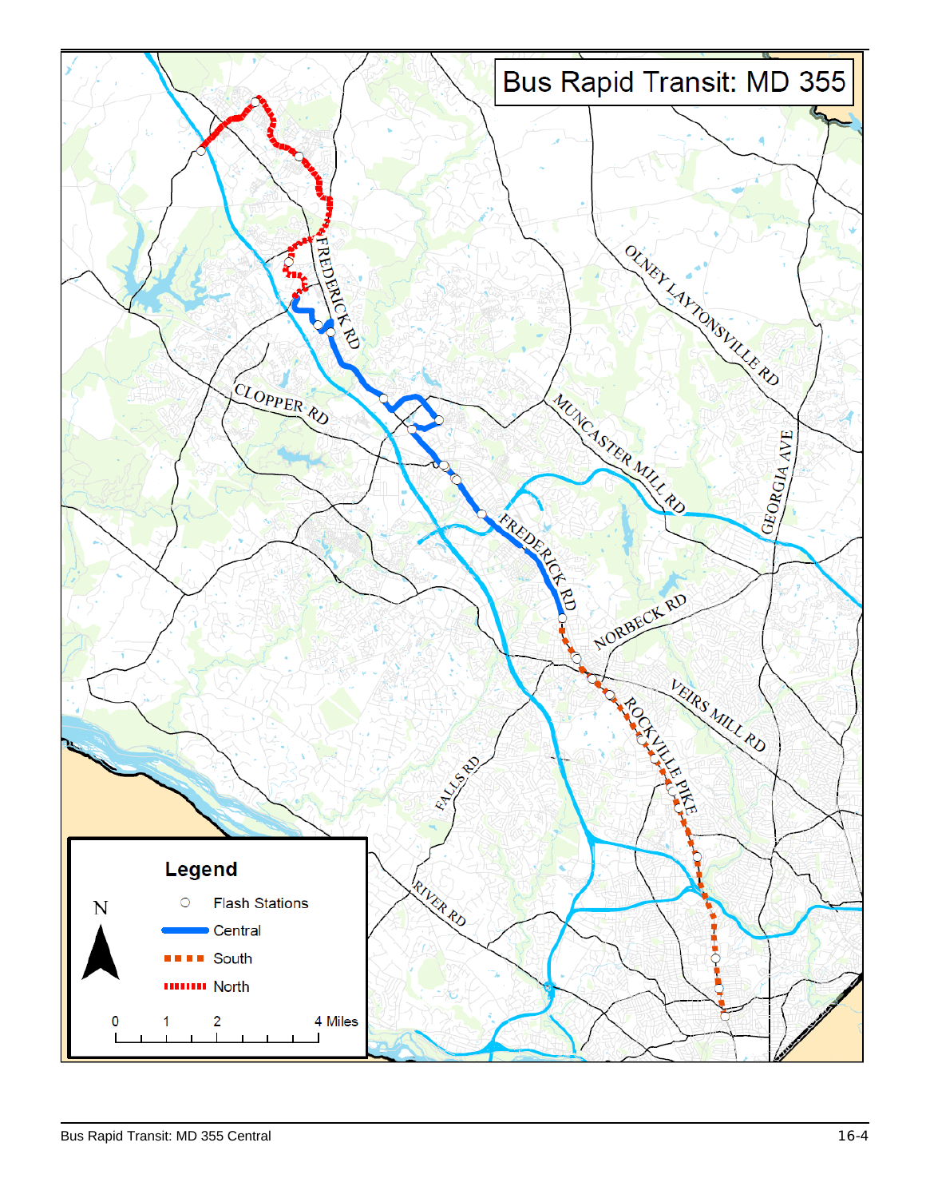# Bus Rapid Transit: MD 355

OLNEY LAYTONSVILLE RD

FREDERICK RD

CLOPPER RD

MUNCASTER MILL RD

GEORGIA AVE

FREDERICK RD

NORBECK RD

VEIRS MILL RD

ROCKVILLE PIKE

FALLS RD

RIVER RD

**Legend**

N

Flash Stations

Central

South

North

0 1 2 4 Miles